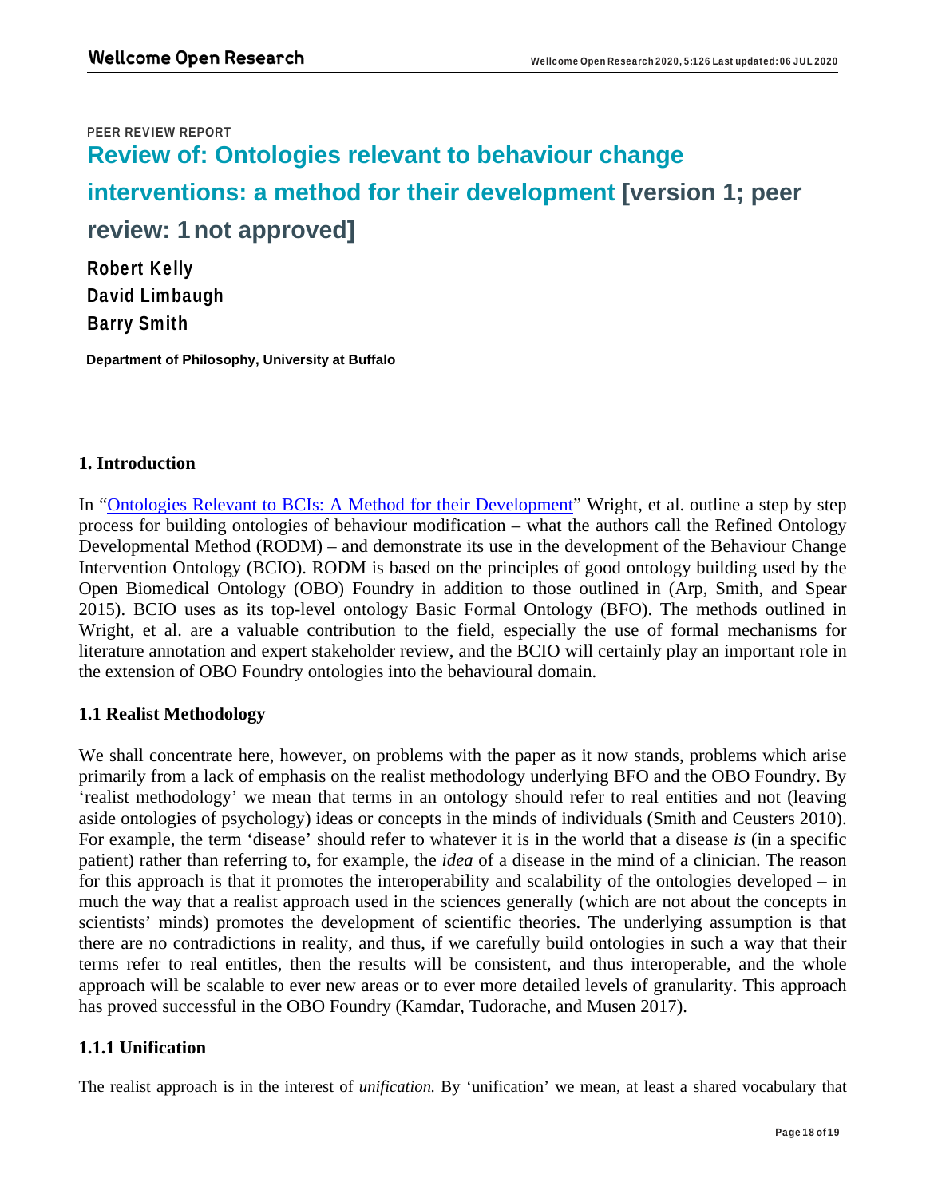PEER REVIEW REPORT

# Review of: Ontologies relevant to behaviour change interventions: a method for their development [version 1; peer review: 1 not approved]

**Robert Kelly**
**David Limbaugh**
**Barry Smith**

**Department of Philosophy, University at Buffalo**

## 1. Introduction

In "[Ontologies Relevant to BCIs: A Method for their Development]" Wright, et al. outline a step by step process for building ontologies of behaviour modification – what the authors call the Refined Ontology Developmental Method (RODM) – and demonstrate its use in the development of the Behaviour Change Intervention Ontology (BCIO). RODM is based on the principles of good ontology building used by the Open Biomedical Ontology (OBO) Foundry in addition to those outlined in (Arp, Smith, and Spear 2015). BCIO uses as its top-level ontology Basic Formal Ontology (BFO). The methods outlined in Wright, et al. are a valuable contribution to the field, especially the use of formal mechanisms for literature annotation and expert stakeholder review, and the BCIO will certainly play an important role in the extension of OBO Foundry ontologies into the behavioural domain.

### 1.1 Realist Methodology

We shall concentrate here, however, on problems with the paper as it now stands, problems which arise primarily from a lack of emphasis on the realist methodology underlying BFO and the OBO Foundry. By 'realist methodology' we mean that terms in an ontology should refer to real entities and not (leaving aside ontologies of psychology) ideas or concepts in the minds of individuals (Smith and Ceusters 2010). For example, the term 'disease' should refer to whatever it is in the world that a disease *is* (in a specific patient) rather than referring to, for example, the *idea* of a disease in the mind of a clinician. The reason for this approach is that it promotes the interoperability and scalability of the ontologies developed – in much the way that a realist approach used in the sciences generally (which are not about the concepts in scientists' minds) promotes the development of scientific theories. The underlying assumption is that there are no contradictions in reality, and thus, if we carefully build ontologies in such a way that their terms refer to real entitles, then the results will be consistent, and thus interoperable, and the whole approach will be scalable to ever new areas or to ever more detailed levels of granularity. This approach has proved successful in the OBO Foundry (Kamdar, Tudorache, and Musen 2017).

#### 1.1.1 Unification

The realist approach is in the interest of *unification.* By 'unification' we mean, at least a shared vocabulary that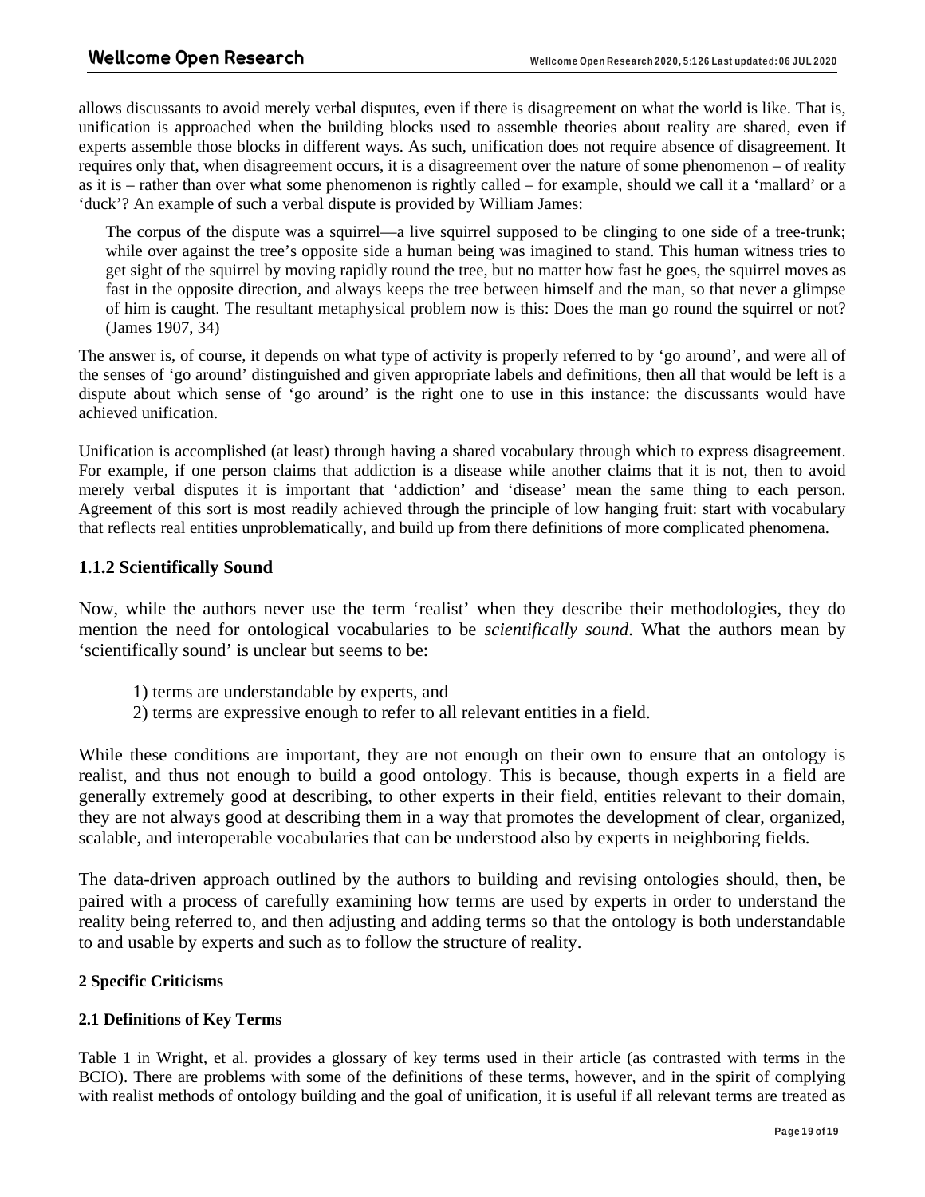allows discussants to avoid merely verbal disputes, even if there is disagreement on what the world is like. That is, unification is approached when the building blocks used to assemble theories about reality are shared, even if experts assemble those blocks in different ways. As such, unification does not require absence of disagreement. It requires only that, when disagreement occurs, it is a disagreement over the nature of some phenomenon – of reality as it is – rather than over what some phenomenon is rightly called – for example, should we call it a 'mallard' or a 'duck'? An example of such a verbal dispute is provided by William James:

> The corpus of the dispute was a squirrel—a live squirrel supposed to be clinging to one side of a tree-trunk; while over against the tree's opposite side a human being was imagined to stand. This human witness tries to get sight of the squirrel by moving rapidly round the tree, but no matter how fast he goes, the squirrel moves as fast in the opposite direction, and always keeps the tree between himself and the man, so that never a glimpse of him is caught. The resultant metaphysical problem now is this: Does the man go round the squirrel or not? (James 1907, 34)

The answer is, of course, it depends on what type of activity is properly referred to by 'go around', and were all of the senses of 'go around' distinguished and given appropriate labels and definitions, then all that would be left is a dispute about which sense of 'go around' is the right one to use in this instance: the discussants would have achieved unification.

Unification is accomplished (at least) through having a shared vocabulary through which to express disagreement. For example, if one person claims that addiction is a disease while another claims that it is not, then to avoid merely verbal disputes it is important that 'addiction' and 'disease' mean the same thing to each person. Agreement of this sort is most readily achieved through the principle of low hanging fruit: start with vocabulary that reflects real entities unproblematically, and build up from there definitions of more complicated phenomena.

### 1.1.2 Scientifically Sound

Now, while the authors never use the term 'realist' when they describe their methodologies, they do mention the need for ontological vocabularies to be *scientifically sound*. What the authors mean by 'scientifically sound' is unclear but seems to be:

1) terms are understandable by experts, and
2) terms are expressive enough to refer to all relevant entities in a field.

While these conditions are important, they are not enough on their own to ensure that an ontology is realist, and thus not enough to build a good ontology. This is because, though experts in a field are generally extremely good at describing, to other experts in their field, entities relevant to their domain, they are not always good at describing them in a way that promotes the development of clear, organized, scalable, and interoperable vocabularies that can be understood also by experts in neighboring fields.

The data-driven approach outlined by the authors to building and revising ontologies should, then, be paired with a process of carefully examining how terms are used by experts in order to understand the reality being referred to, and then adjusting and adding terms so that the ontology is both understandable to and usable by experts and such as to follow the structure of reality.

## 2 Specific Criticisms

### 2.1 Definitions of Key Terms

Table 1 in Wright, et al. provides a glossary of key terms used in their article (as contrasted with terms in the BCIO). There are problems with some of the definitions of these terms, however, and in the spirit of complying with realist methods of ontology building and the goal of unification, it is useful if all relevant terms are treated as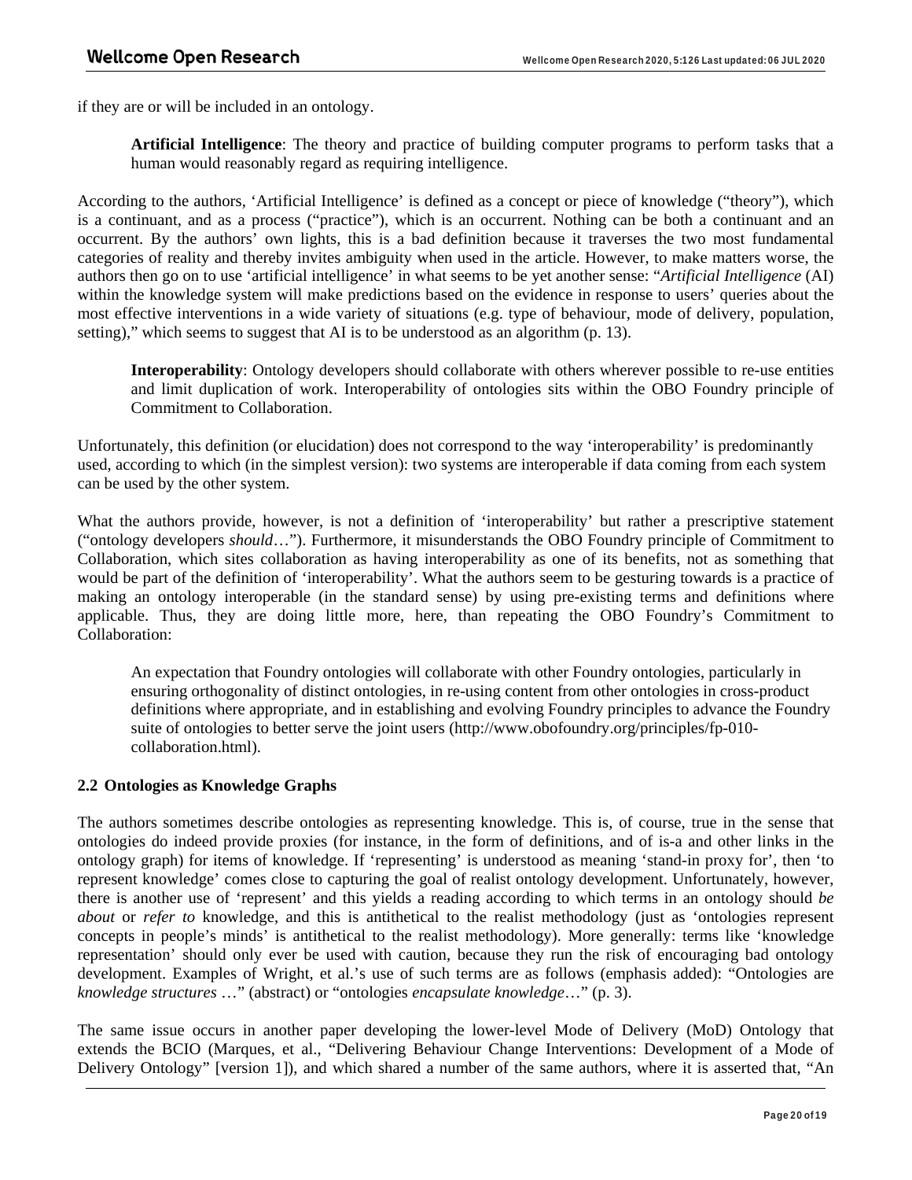if they are or will be included in an ontology.

> **Artificial Intelligence**: The theory and practice of building computer programs to perform tasks that a human would reasonably regard as requiring intelligence.

According to the authors, 'Artificial Intelligence' is defined as a concept or piece of knowledge ("theory"), which is a continuant, and as a process ("practice"), which is an occurrent. Nothing can be both a continuant and an occurrent. By the authors' own lights, this is a bad definition because it traverses the two most fundamental categories of reality and thereby invites ambiguity when used in the article. However, to make matters worse, the authors then go on to use 'artificial intelligence' in what seems to be yet another sense: "*Artificial Intelligence* (AI) within the knowledge system will make predictions based on the evidence in response to users' queries about the most effective interventions in a wide variety of situations (e.g. type of behaviour, mode of delivery, population, setting)," which seems to suggest that AI is to be understood as an algorithm (p. 13).

> **Interoperability**: Ontology developers should collaborate with others wherever possible to re-use entities and limit duplication of work. Interoperability of ontologies sits within the OBO Foundry principle of Commitment to Collaboration.

Unfortunately, this definition (or elucidation) does not correspond to the way 'interoperability' is predominantly used, according to which (in the simplest version): two systems are interoperable if data coming from each system can be used by the other system.

What the authors provide, however, is not a definition of 'interoperability' but rather a prescriptive statement ("ontology developers *should*…"). Furthermore, it misunderstands the OBO Foundry principle of Commitment to Collaboration, which sites collaboration as having interoperability as one of its benefits, not as something that would be part of the definition of 'interoperability'. What the authors seem to be gesturing towards is a practice of making an ontology interoperable (in the standard sense) by using pre-existing terms and definitions where applicable. Thus, they are doing little more, here, than repeating the OBO Foundry's Commitment to Collaboration:

> An expectation that Foundry ontologies will collaborate with other Foundry ontologies, particularly in ensuring orthogonality of distinct ontologies, in re-using content from other ontologies in cross-product definitions where appropriate, and in establishing and evolving Foundry principles to advance the Foundry suite of ontologies to better serve the joint users (http://www.obofoundry.org/principles/fp-010-collaboration.html).

### 2.2 Ontologies as Knowledge Graphs

The authors sometimes describe ontologies as representing knowledge. This is, of course, true in the sense that ontologies do indeed provide proxies (for instance, in the form of definitions, and of is-a and other links in the ontology graph) for items of knowledge. If 'representing' is understood as meaning 'stand-in proxy for', then 'to represent knowledge' comes close to capturing the goal of realist ontology development. Unfortunately, however, there is another use of 'represent' and this yields a reading according to which terms in an ontology should *be about* or *refer to* knowledge, and this is antithetical to the realist methodology (just as 'ontologies represent concepts in people's minds' is antithetical to the realist methodology). More generally: terms like 'knowledge representation' should only ever be used with caution, because they run the risk of encouraging bad ontology development. Examples of Wright, et al.'s use of such terms are as follows (emphasis added): "Ontologies are *knowledge structures* …" (abstract) or "ontologies *encapsulate knowledge*…" (p. 3).

The same issue occurs in another paper developing the lower-level Mode of Delivery (MoD) Ontology that extends the BCIO (Marques, et al., "Delivering Behaviour Change Interventions: Development of a Mode of Delivery Ontology" [version 1]), and which shared a number of the same authors, where it is asserted that, "An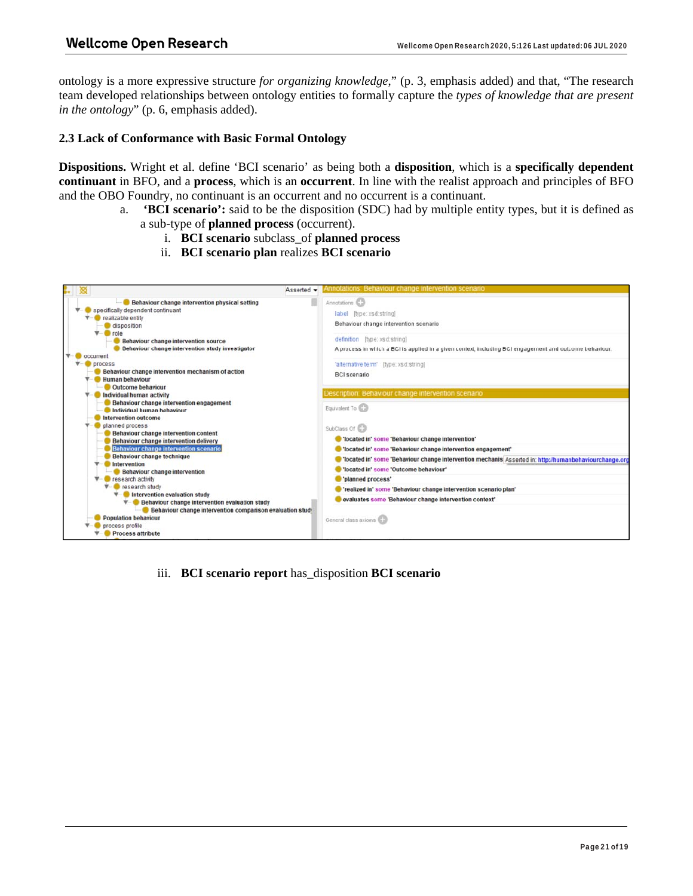ontology is a more expressive structure *for organizing knowledge*," (p. 3, emphasis added) and that, "The research team developed relationships between ontology entities to formally capture the *types of knowledge that are present in the ontology*" (p. 6, emphasis added).

### 2.3 Lack of Conformance with Basic Formal Ontology

**Dispositions.** Wright et al. define 'BCI scenario' as being both a **disposition**, which is a **specifically dependent continuant** in BFO, and a **process**, which is an **occurrent**. In line with the realist approach and principles of BFO and the OBO Foundry, no continuant is an occurrent and no occurrent is a continuant.

a. **'BCI scenario':** said to be the disposition (SDC) had by multiple entity types, but it is defined as a sub-type of **planned process** (occurrent).
   i. **BCI scenario** subclass_of **planned process**
   ii. **BCI scenario plan** realizes **BCI scenario**

   iii. **BCI scenario report** has_disposition **BCI scenario**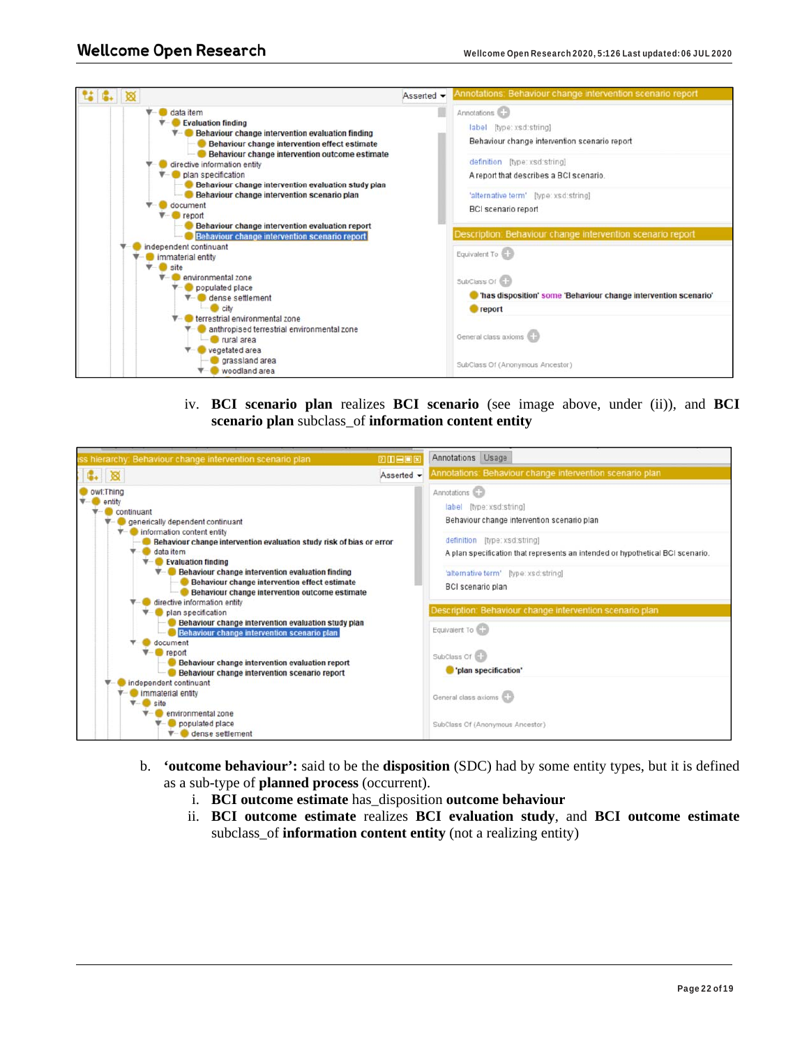iv. **BCI scenario plan** realizes **BCI scenario** (see image above, under (ii)), and **BCI scenario plan** subclass_of **information content entity**

b. **'outcome behaviour':** said to be the **disposition** (SDC) had by some entity types, but it is defined as a sub-type of **planned process** (occurrent).

   i. **BCI outcome estimate** has_disposition **outcome behaviour**

   ii. **BCI outcome estimate** realizes **BCI evaluation study**, and **BCI outcome estimate** subclass_of **information content entity** (not a realizing entity)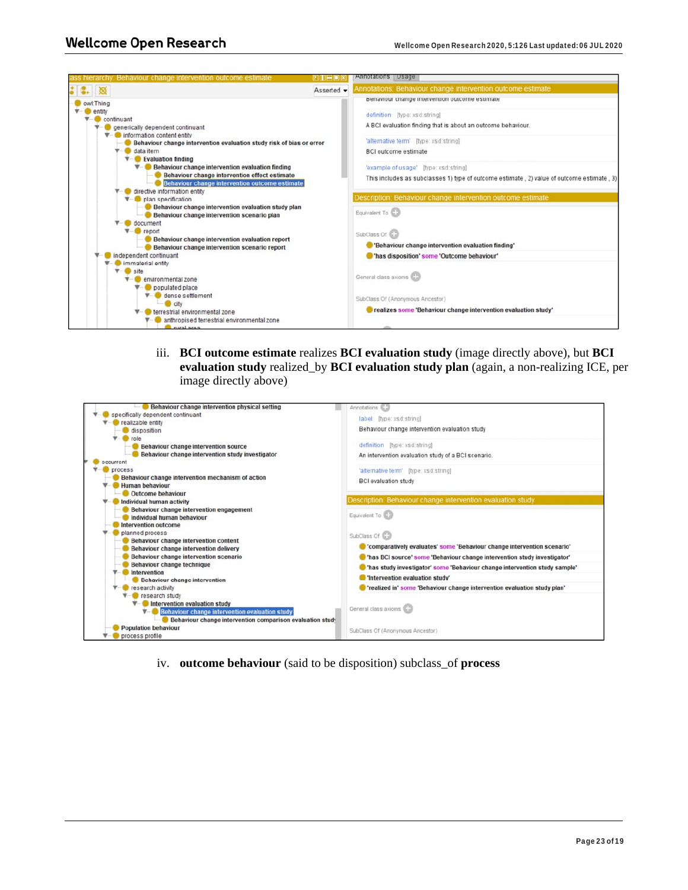iii. **BCI outcome estimate** realizes **BCI evaluation study** (image directly above), but **BCI evaluation study** realized_by **BCI evaluation study plan** (again, a non-realizing ICE, per image directly above)

iv. **outcome behaviour** (said to be disposition) subclass_of **process**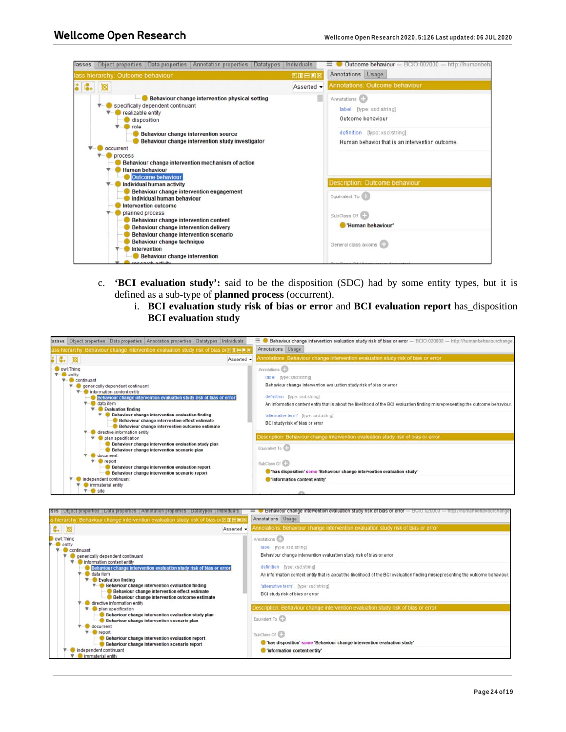c. **'BCI evaluation study':** said to be the disposition (SDC) had by some entity types, but it is defined as a sub-type of **planned process** (occurrent).

   i. **BCI evaluation study risk of bias or error** and **BCI evaluation report** has_disposition **BCI evaluation study**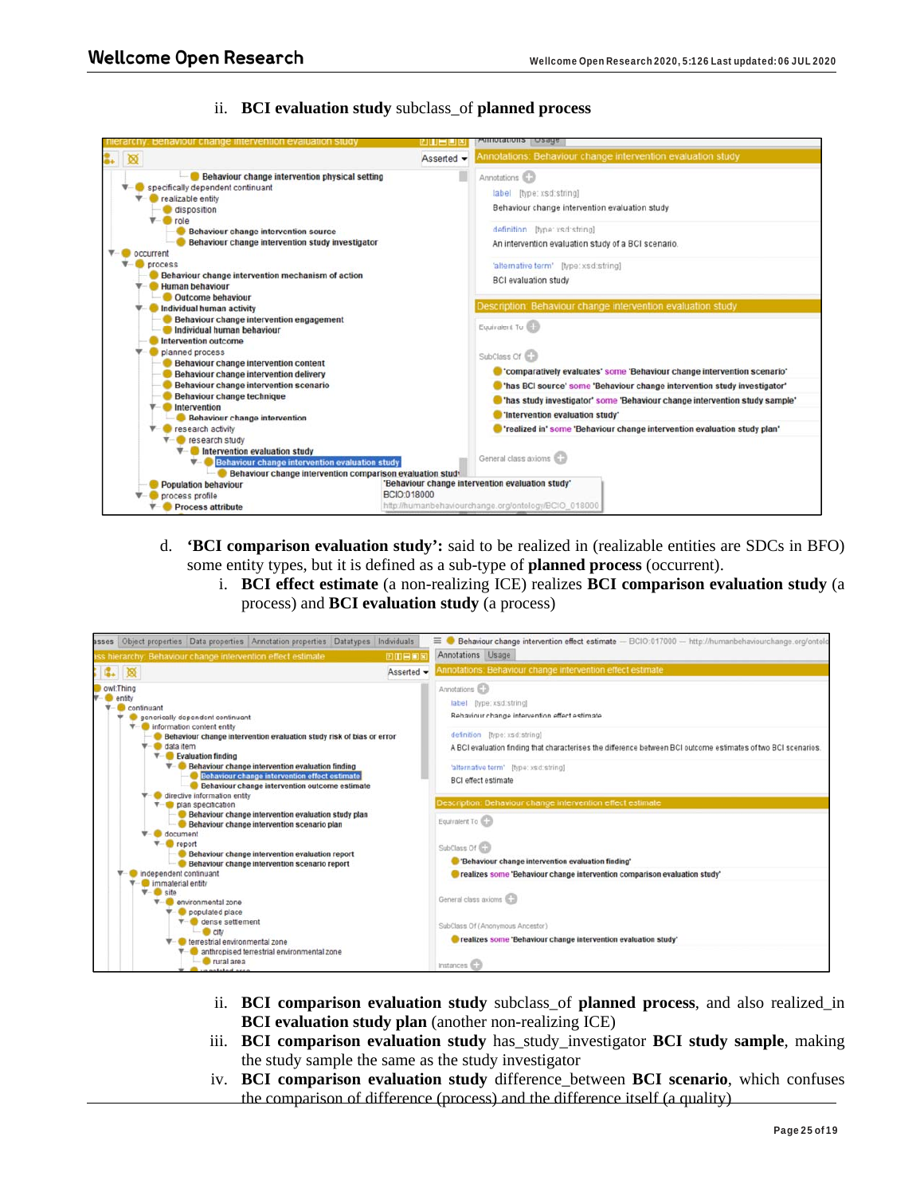ii. **BCI evaluation study** subclass_of **planned process**

d. **'BCI comparison evaluation study':** said to be realized in (realizable entities are SDCs in BFO) some entity types, but it is defined as a sub-type of **planned process** (occurrent).

   i. **BCI effect estimate** (a non-realizing ICE) realizes **BCI comparison evaluation study** (a process) and **BCI evaluation study** (a process)

   ii. **BCI comparison evaluation study** subclass_of **planned process**, and also realized_in **BCI evaluation study plan** (another non-realizing ICE)

   iii. **BCI comparison evaluation study** has_study_investigator **BCI study sample**, making the study sample the same as the study investigator

   iv. **BCI comparison evaluation study** difference_between **BCI scenario**, which confuses the comparison of difference (process) and the difference itself (a quality)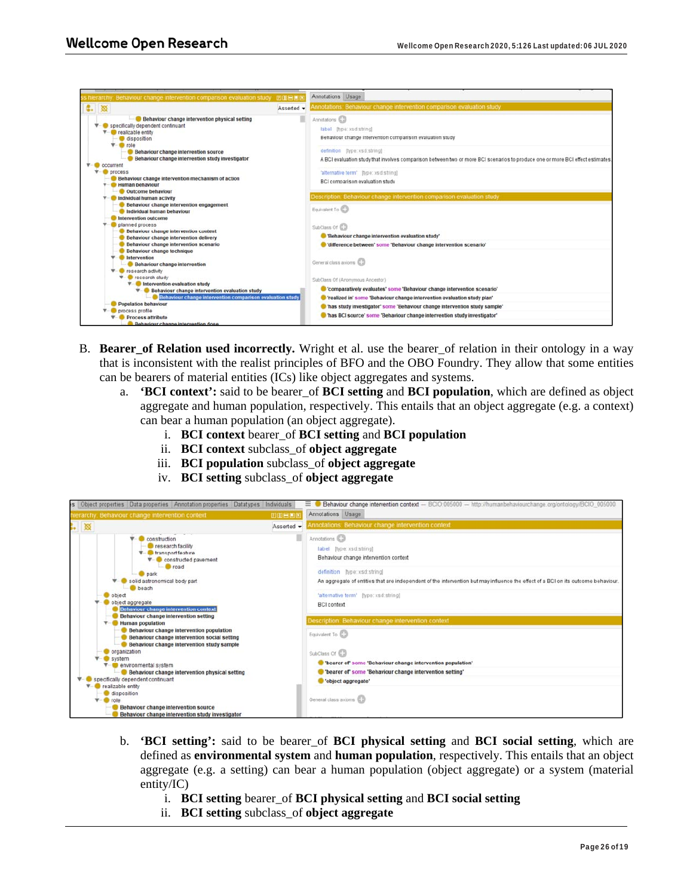B. **Bearer_of Relation used incorrectly.** Wright et al. use the bearer_of relation in their ontology in a way that is inconsistent with the realist principles of BFO and the OBO Foundry. They allow that some entities can be bearers of material entities (ICs) like object aggregates and systems.

   a. **'BCI context':** said to be bearer_of **BCI setting** and **BCI population**, which are defined as object aggregate and human population, respectively. This entails that an object aggregate (e.g. a context) can bear a human population (an object aggregate).

      i. **BCI context** bearer_of **BCI setting** and **BCI population**
      ii. **BCI context** subclass_of **object aggregate**
      iii. **BCI population** subclass_of **object aggregate**
      iv. **BCI setting** subclass_of **object aggregate**

   b. **'BCI setting':** said to be bearer_of **BCI physical setting** and **BCI social setting**, which are defined as **environmental system** and **human population**, respectively. This entails that an object aggregate (e.g. a setting) can bear a human population (object aggregate) or a system (material entity/IC)

      i. **BCI setting** bearer_of **BCI physical setting** and **BCI social setting**
      ii. **BCI setting** subclass_of **object aggregate**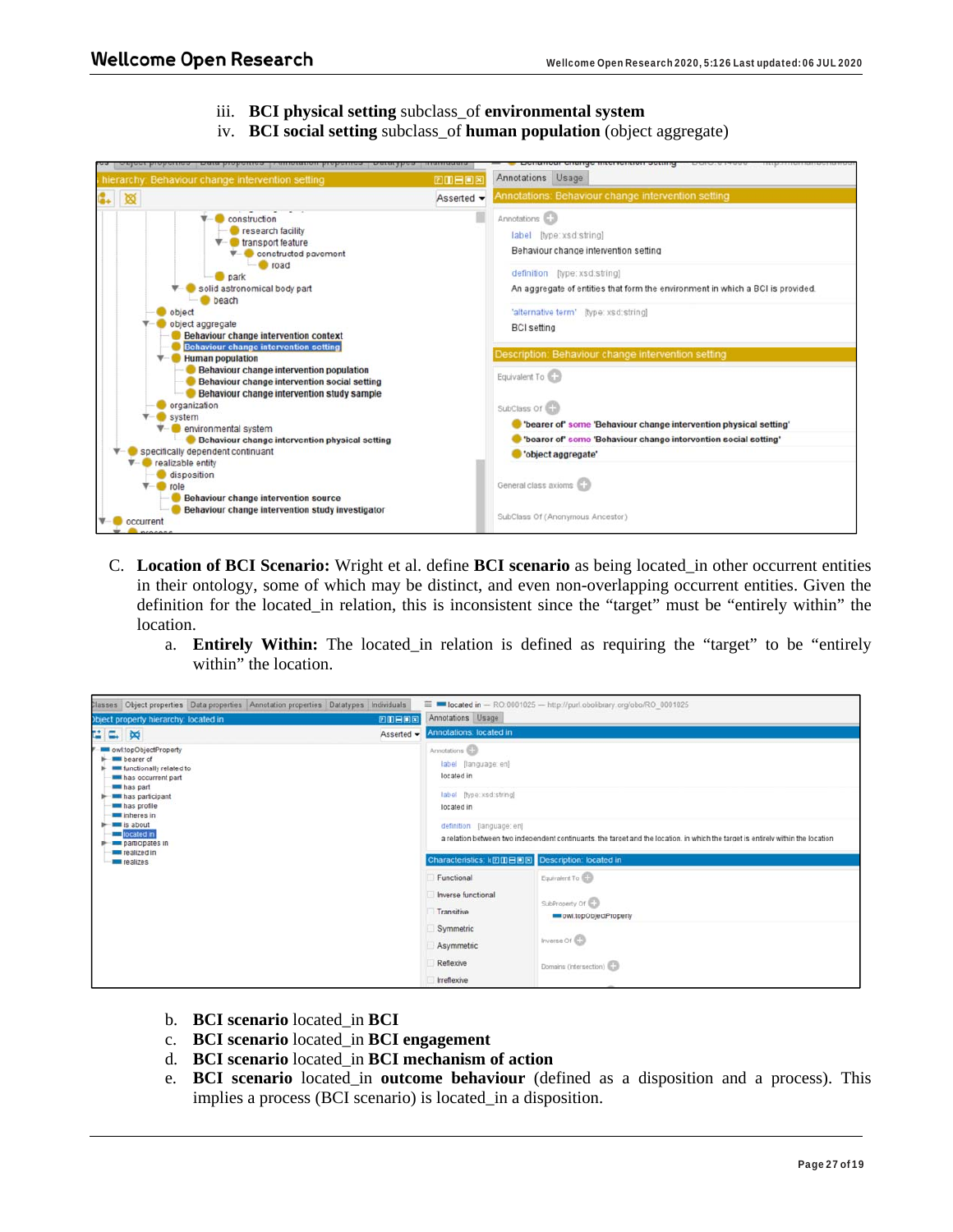iii. **BCI physical setting** subclass_of **environmental system**

iv. **BCI social setting** subclass_of **human population** (object aggregate)

C. **Location of BCI Scenario:** Wright et al. define **BCI scenario** as being located_in other occurrent entities in their ontology, some of which may be distinct, and even non-overlapping occurrent entities. Given the definition for the located_in relation, this is inconsistent since the "target" must be "entirely within" the location.

   a. **Entirely Within:** The located_in relation is defined as requiring the "target" to be "entirely within" the location.

   b. **BCI scenario** located_in **BCI**

   c. **BCI scenario** located_in **BCI engagement**

   d. **BCI scenario** located_in **BCI mechanism of action**

   e. **BCI scenario** located_in **outcome behaviour** (defined as a disposition and a process). This implies a process (BCI scenario) is located_in a disposition.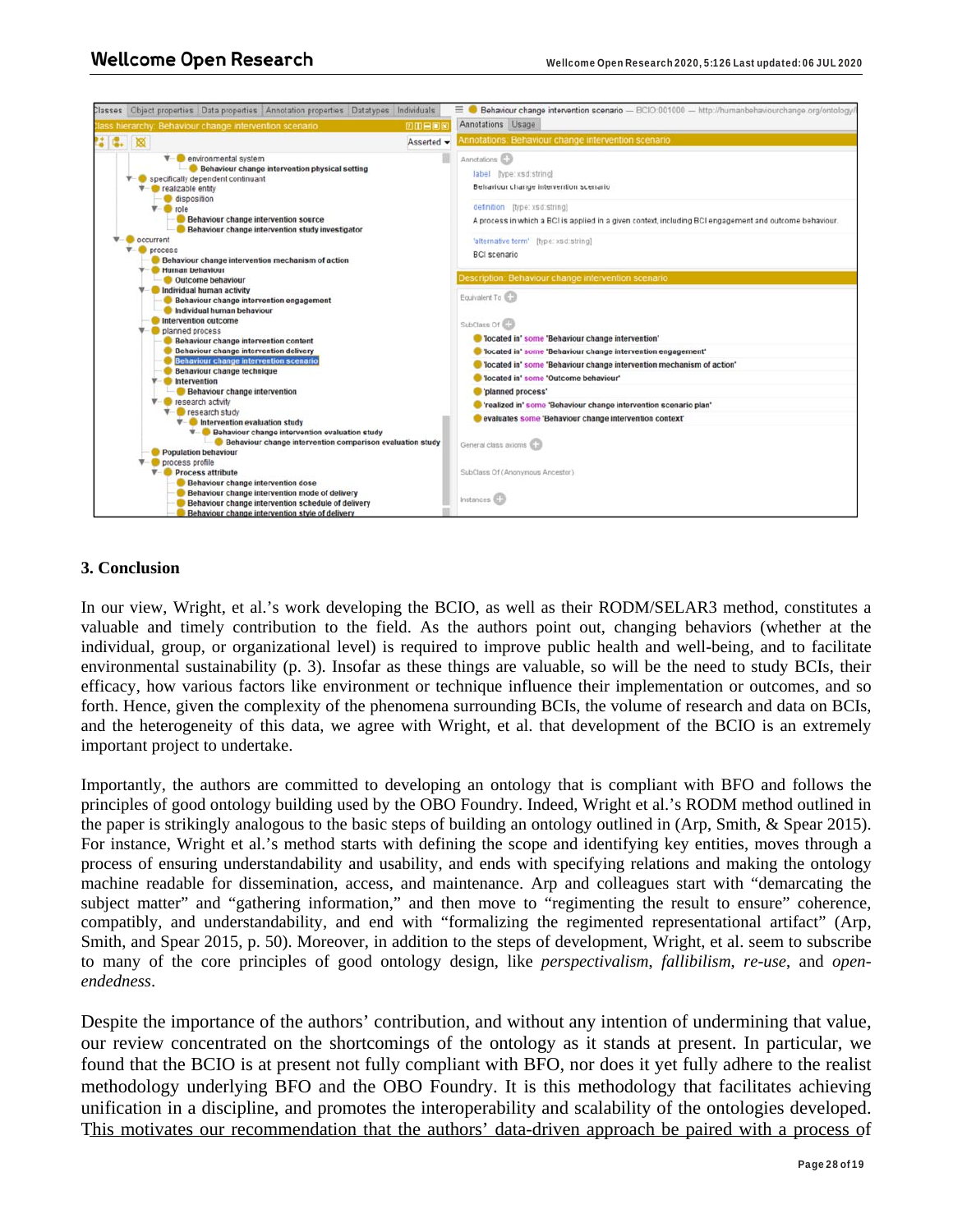## 3. Conclusion

In our view, Wright, et al.'s work developing the BCIO, as well as their RODM/SELAR3 method, constitutes a valuable and timely contribution to the field. As the authors point out, changing behaviors (whether at the individual, group, or organizational level) is required to improve public health and well-being, and to facilitate environmental sustainability (p. 3). Insofar as these things are valuable, so will be the need to study BCIs, their efficacy, how various factors like environment or technique influence their implementation or outcomes, and so forth. Hence, given the complexity of the phenomena surrounding BCIs, the volume of research and data on BCIs, and the heterogeneity of this data, we agree with Wright, et al. that development of the BCIO is an extremely important project to undertake.

Importantly, the authors are committed to developing an ontology that is compliant with BFO and follows the principles of good ontology building used by the OBO Foundry. Indeed, Wright et al.'s RODM method outlined in the paper is strikingly analogous to the basic steps of building an ontology outlined in (Arp, Smith, & Spear 2015). For instance, Wright et al.'s method starts with defining the scope and identifying key entities, moves through a process of ensuring understandability and usability, and ends with specifying relations and making the ontology machine readable for dissemination, access, and maintenance. Arp and colleagues start with "demarcating the subject matter" and "gathering information," and then move to "regimenting the result to ensure" coherence, compatibly, and understandability, and end with "formalizing the regimented representational artifact" (Arp, Smith, and Spear 2015, p. 50). Moreover, in addition to the steps of development, Wright, et al. seem to subscribe to many of the core principles of good ontology design, like *perspectivalism*, *fallibilism*, *re-use*, and *open-endedness*.

Despite the importance of the authors' contribution, and without any intention of undermining that value, our review concentrated on the shortcomings of the ontology as it stands at present. In particular, we found that the BCIO is at present not fully compliant with BFO, nor does it yet fully adhere to the realist methodology underlying BFO and the OBO Foundry. It is this methodology that facilitates achieving unification in a discipline, and promotes the interoperability and scalability of the ontologies developed. <u>This motivates our recommendation that the authors' data-driven approach be paired with a process of</u>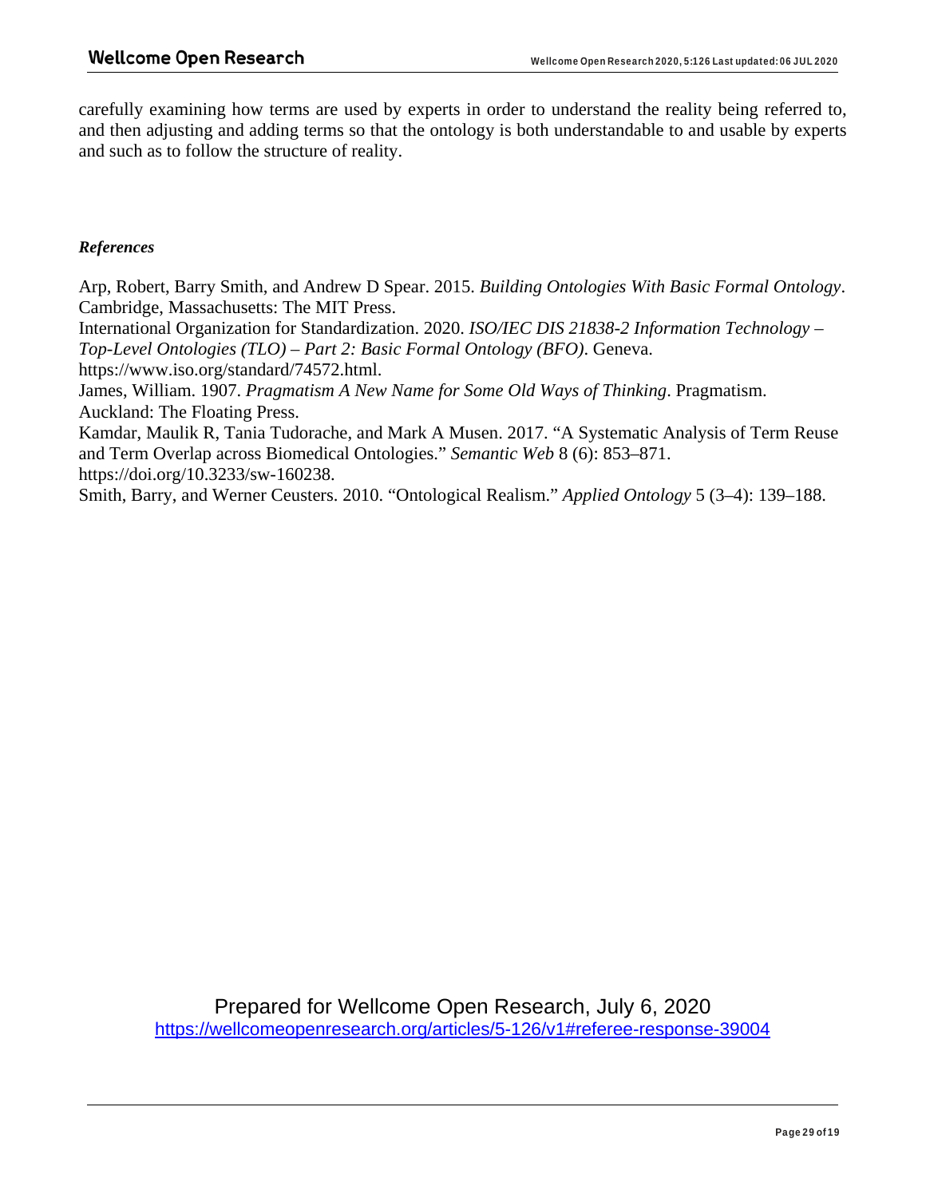carefully examining how terms are used by experts in order to understand the reality being referred to, and then adjusting and adding terms so that the ontology is both understandable to and usable by experts and such as to follow the structure of reality.

***References***

Arp, Robert, Barry Smith, and Andrew D Spear. 2015. *Building Ontologies With Basic Formal Ontology*. Cambridge, Massachusetts: The MIT Press.

International Organization for Standardization. 2020. *ISO/IEC DIS 21838-2 Information Technology – Top-Level Ontologies (TLO) – Part 2: Basic Formal Ontology (BFO)*. Geneva. https://www.iso.org/standard/74572.html.

James, William. 1907. *Pragmatism A New Name for Some Old Ways of Thinking*. Pragmatism. Auckland: The Floating Press.

Kamdar, Maulik R, Tania Tudorache, and Mark A Musen. 2017. "A Systematic Analysis of Term Reuse and Term Overlap across Biomedical Ontologies." *Semantic Web* 8 (6): 853–871. https://doi.org/10.3233/sw-160238.

Smith, Barry, and Werner Ceusters. 2010. "Ontological Realism." *Applied Ontology* 5 (3–4): 139–188.

Prepared for Wellcome Open Research, July 6, 2020
https://wellcomeopenresearch.org/articles/5-126/v1#referee-response-39004